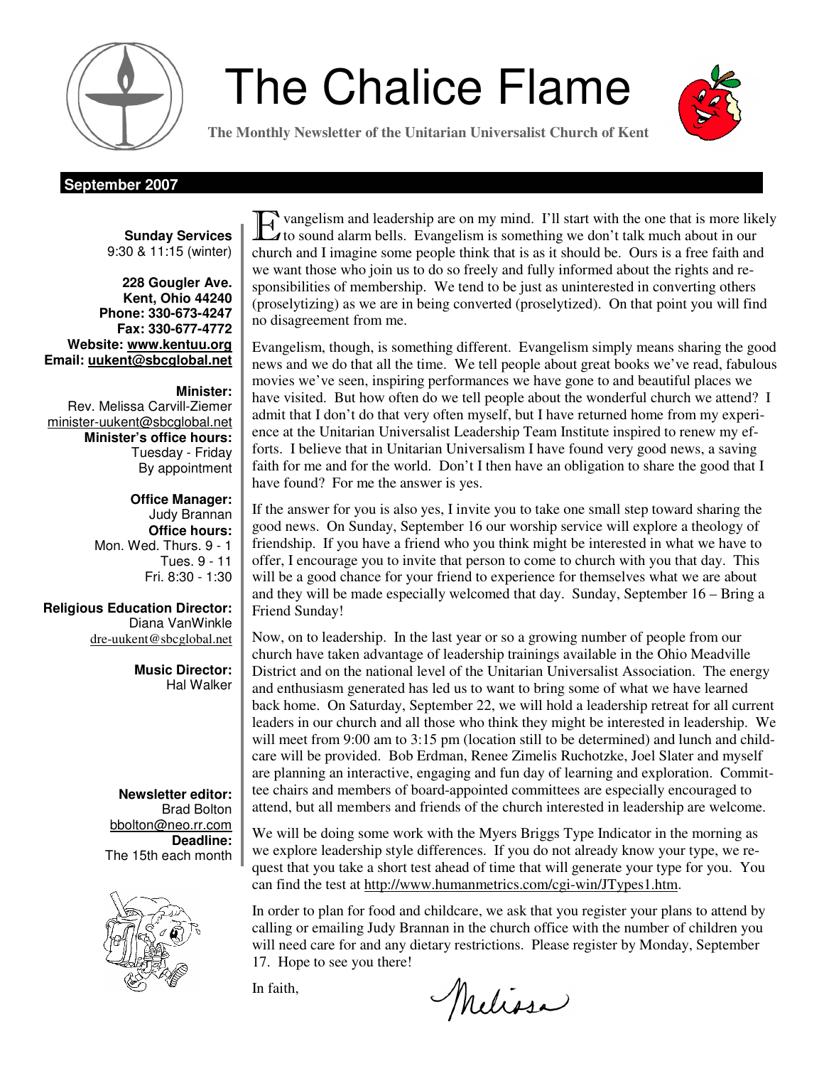# The Chalice Flame

**The Monthly Newsletter of the Unitarian Universalist Church of Kent**

**September 2007**

**Sunday Services**
9:30 & 11:15 (winter)

**228 Gougler Ave.**
**Kent, Ohio 44240**
**Phone: 330-673-4247**
**Fax: 330-677-4772**
**Website: www.kentuu.org**
**Email: uukent@sbcglobal.net**

**Minister:**
Rev. Melissa Carvill-Ziemer
minister-uukent@sbcglobal.net
**Minister's office hours:**
Tuesday - Friday
By appointment

**Office Manager:**
Judy Brannan
**Office hours:**
Mon. Wed. Thurs. 9 - 1
Tues. 9 - 11
Fri. 8:30 - 1:30

**Religious Education Director:**
Diana VanWinkle
dre-uukent@sbcglobal.net

**Music Director:**
Hal Walker

**Newsletter editor:**
Brad Bolton
bbolton@neo.rr.com
**Deadline:**
The 15th each month

Evangelism and leadership are on my mind. I'll start with the one that is more likely to sound alarm bells. Evangelism is something we don't talk much about in our church and I imagine some people think that is as it should be. Ours is a free faith and we want those who join us to do so freely and fully informed about the rights and responsibilities of membership. We tend to be just as uninterested in converting others (proselytizing) as we are in being converted (proselytized). On that point you will find no disagreement from me.

Evangelism, though, is something different. Evangelism simply means sharing the good news and we do that all the time. We tell people about great books we've read, fabulous movies we've seen, inspiring performances we have gone to and beautiful places we have visited. But how often do we tell people about the wonderful church we attend? I admit that I don't do that very often myself, but I have returned home from my experience at the Unitarian Universalist Leadership Team Institute inspired to renew my efforts. I believe that in Unitarian Universalism I have found very good news, a saving faith for me and for the world. Don't I then have an obligation to share the good that I have found? For me the answer is yes.

If the answer for you is also yes, I invite you to take one small step toward sharing the good news. On Sunday, September 16 our worship service will explore a theology of friendship. If you have a friend who you think might be interested in what we have to offer, I encourage you to invite that person to come to church with you that day. This will be a good chance for your friend to experience for themselves what we are about and they will be made especially welcomed that day. Sunday, September 16 – Bring a Friend Sunday!

Now, on to leadership. In the last year or so a growing number of people from our church have taken advantage of leadership trainings available in the Ohio Meadville District and on the national level of the Unitarian Universalist Association. The energy and enthusiasm generated has led us to want to bring some of what we have learned back home. On Saturday, September 22, we will hold a leadership retreat for all current leaders in our church and all those who think they might be interested in leadership. We will meet from 9:00 am to 3:15 pm (location still to be determined) and lunch and childcare will be provided. Bob Erdman, Renee Zimelis Ruchotzke, Joel Slater and myself are planning an interactive, engaging and fun day of learning and exploration. Committee chairs and members of board-appointed committees are especially encouraged to attend, but all members and friends of the church interested in leadership are welcome.

We will be doing some work with the Myers Briggs Type Indicator in the morning as we explore leadership style differences. If you do not already know your type, we request that you take a short test ahead of time that will generate your type for you. You can find the test at http://www.humanmetrics.com/cgi-win/JTypes1.htm.

In order to plan for food and childcare, we ask that you register your plans to attend by calling or emailing Judy Brannan in the church office with the number of children you will need care for and any dietary restrictions. Please register by Monday, September 17. Hope to see you there!

In faith,

Melissa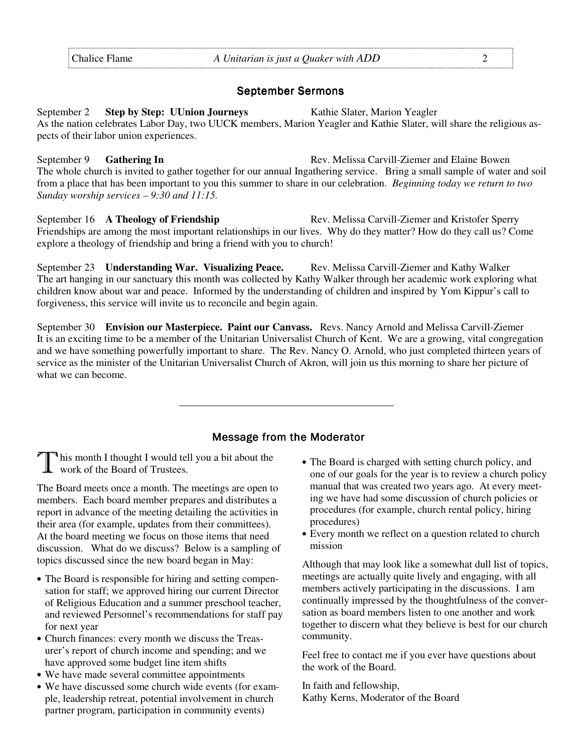## September Sermons

September 2 **Step by Step: UUnion Journeys** Kathie Slater, Marion Yeagler

As the nation celebrates Labor Day, two UUCK members, Marion Yeagler and Kathie Slater, will share the religious aspects of their labor union experiences.

September 9 **Gathering In** Rev. Melissa Carvill-Ziemer and Elaine Bowen

The whole church is invited to gather together for our annual Ingathering service. Bring a small sample of water and soil from a place that has been important to you this summer to share in our celebration. *Beginning today we return to two Sunday worship services – 9:30 and 11:15.*

September 16 **A Theology of Friendship** Rev. Melissa Carvill-Ziemer and Kristofer Sperry

Friendships are among the most important relationships in our lives. Why do they matter? How do they call us? Come explore a theology of friendship and bring a friend with you to church!

September 23 **Understanding War. Visualizing Peace.** Rev. Melissa Carvill-Ziemer and Kathy Walker

The art hanging in our sanctuary this month was collected by Kathy Walker through her academic work exploring what children know about war and peace. Informed by the understanding of children and inspired by Yom Kippur's call to forgiveness, this service will invite us to reconcile and begin again.

September 30 **Envision our Masterpiece. Paint our Canvass.** Revs. Nancy Arnold and Melissa Carvill-Ziemer

It is an exciting time to be a member of the Unitarian Universalist Church of Kent. We are a growing, vital congregation and we have something powerfully important to share. The Rev. Nancy O. Arnold, who just completed thirteen years of service as the minister of the Unitarian Universalist Church of Akron, will join us this morning to share her picture of what we can become.

---

## Message from the Moderator

This month I thought I would tell you a bit about the work of the Board of Trustees.

The Board meets once a month. The meetings are open to members. Each board member prepares and distributes a report in advance of the meeting detailing the activities in their area (for example, updates from their committees). At the board meeting we focus on those items that need discussion. What do we discuss? Below is a sampling of topics discussed since the new board began in May:

- The Board is responsible for hiring and setting compensation for staff; we approved hiring our current Director of Religious Education and a summer preschool teacher, and reviewed Personnel's recommendations for staff pay for next year
- Church finances: every month we discuss the Treasurer's report of church income and spending; and we have approved some budget line item shifts
- We have made several committee appointments
- We have discussed some church wide events (for example, leadership retreat, potential involvement in church partner program, participation in community events)
- The Board is charged with setting church policy, and one of our goals for the year is to review a church policy manual that was created two years ago. At every meeting we have had some discussion of church policies or procedures (for example, church rental policy, hiring procedures)
- Every month we reflect on a question related to church mission

Although that may look like a somewhat dull list of topics, meetings are actually quite lively and engaging, with all members actively participating in the discussions. I am continually impressed by the thoughtfulness of the conversation as board members listen to one another and work together to discern what they believe is best for our church community.

Feel free to contact me if you ever have questions about the work of the Board.

In faith and fellowship,
Kathy Kerns, Moderator of the Board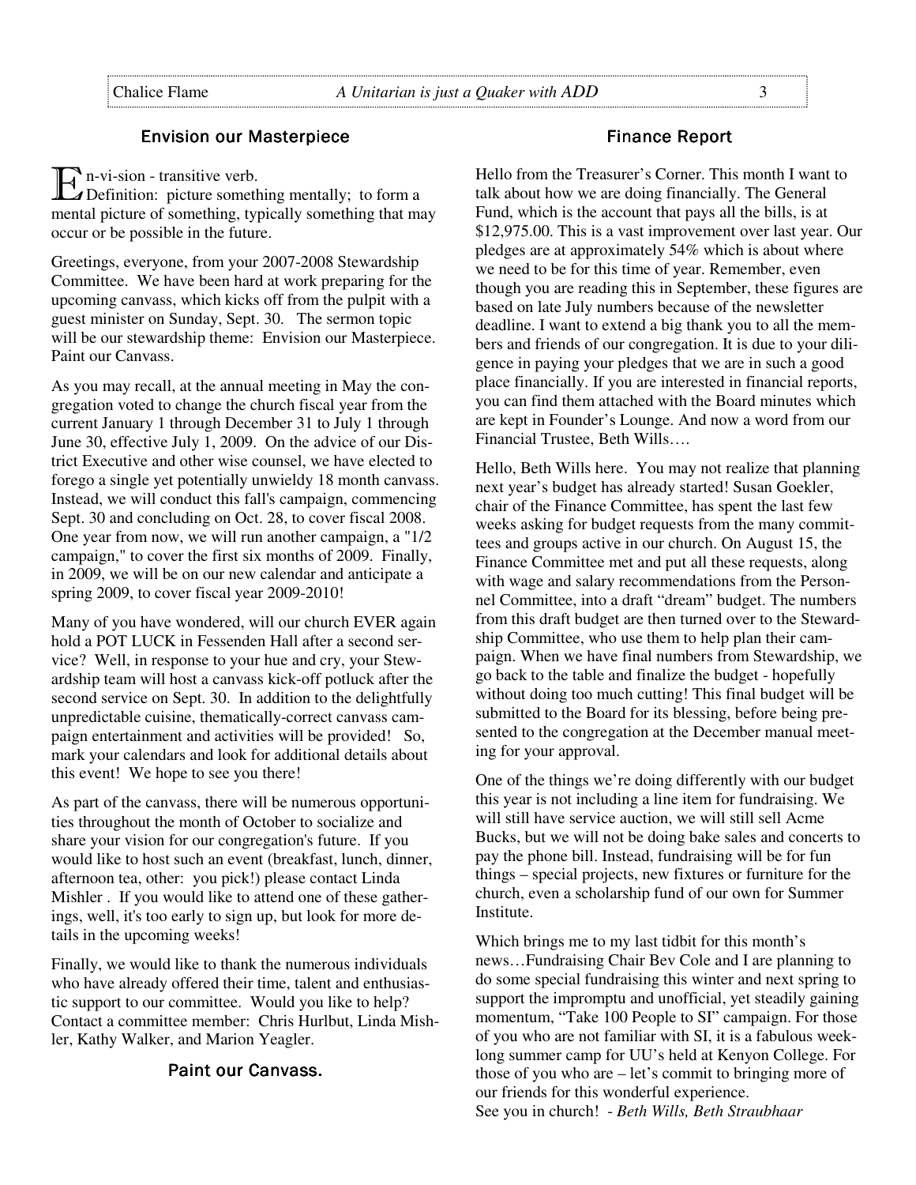## Envision our Masterpiece

En-vi-sion - transitive verb.
Definition: picture something mentally; to form a mental picture of something, typically something that may occur or be possible in the future.

Greetings, everyone, from your 2007-2008 Stewardship Committee. We have been hard at work preparing for the upcoming canvass, which kicks off from the pulpit with a guest minister on Sunday, Sept. 30. The sermon topic will be our stewardship theme: Envision our Masterpiece. Paint our Canvass.

As you may recall, at the annual meeting in May the congregation voted to change the church fiscal year from the current January 1 through December 31 to July 1 through June 30, effective July 1, 2009. On the advice of our District Executive and other wise counsel, we have elected to forego a single yet potentially unwieldy 18 month canvass. Instead, we will conduct this fall's campaign, commencing Sept. 30 and concluding on Oct. 28, to cover fiscal 2008. One year from now, we will run another campaign, a "1/2 campaign," to cover the first six months of 2009. Finally, in 2009, we will be on our new calendar and anticipate a spring 2009, to cover fiscal year 2009-2010!

Many of you have wondered, will our church EVER again hold a POT LUCK in Fessenden Hall after a second service? Well, in response to your hue and cry, your Stewardship team will host a canvass kick-off potluck after the second service on Sept. 30. In addition to the delightfully unpredictable cuisine, thematically-correct canvass campaign entertainment and activities will be provided! So, mark your calendars and look for additional details about this event! We hope to see you there!

As part of the canvass, there will be numerous opportunities throughout the month of October to socialize and share your vision for our congregation's future. If you would like to host such an event (breakfast, lunch, dinner, afternoon tea, other: you pick!) please contact Linda Mishler . If you would like to attend one of these gatherings, well, it's too early to sign up, but look for more details in the upcoming weeks!

Finally, we would like to thank the numerous individuals who have already offered their time, talent and enthusiastic support to our committee. Would you like to help? Contact a committee member: Chris Hurlbut, Linda Mishler, Kathy Walker, and Marion Yeagler.

### Paint our Canvass.

## Finance Report

Hello from the Treasurer's Corner. This month I want to talk about how we are doing financially. The General Fund, which is the account that pays all the bills, is at $12,975.00. This is a vast improvement over last year. Our pledges are at approximately 54% which is about where we need to be for this time of year. Remember, even though you are reading this in September, these figures are based on late July numbers because of the newsletter deadline. I want to extend a big thank you to all the members and friends of our congregation. It is due to your diligence in paying your pledges that we are in such a good place financially. If you are interested in financial reports, you can find them attached with the Board minutes which are kept in Founder's Lounge. And now a word from our Financial Trustee, Beth Wills….

Hello, Beth Wills here. You may not realize that planning next year's budget has already started! Susan Goekler, chair of the Finance Committee, has spent the last few weeks asking for budget requests from the many committees and groups active in our church. On August 15, the Finance Committee met and put all these requests, along with wage and salary recommendations from the Personnel Committee, into a draft "dream" budget. The numbers from this draft budget are then turned over to the Stewardship Committee, who use them to help plan their campaign. When we have final numbers from Stewardship, we go back to the table and finalize the budget - hopefully without doing too much cutting! This final budget will be submitted to the Board for its blessing, before being presented to the congregation at the December manual meeting for your approval.

One of the things we're doing differently with our budget this year is not including a line item for fundraising. We will still have service auction, we will still sell Acme Bucks, but we will not be doing bake sales and concerts to pay the phone bill. Instead, fundraising will be for fun things – special projects, new fixtures or furniture for the church, even a scholarship fund of our own for Summer Institute.

Which brings me to my last tidbit for this month's news…Fundraising Chair Bev Cole and I are planning to do some special fundraising this winter and next spring to support the impromptu and unofficial, yet steadily gaining momentum, "Take 100 People to SI" campaign. For those of you who are not familiar with SI, it is a fabulous week-long summer camp for UU's held at Kenyon College. For those of you who are – let's commit to bringing more of our friends for this wonderful experience.
See you in church! - *Beth Wills, Beth Straubhaar*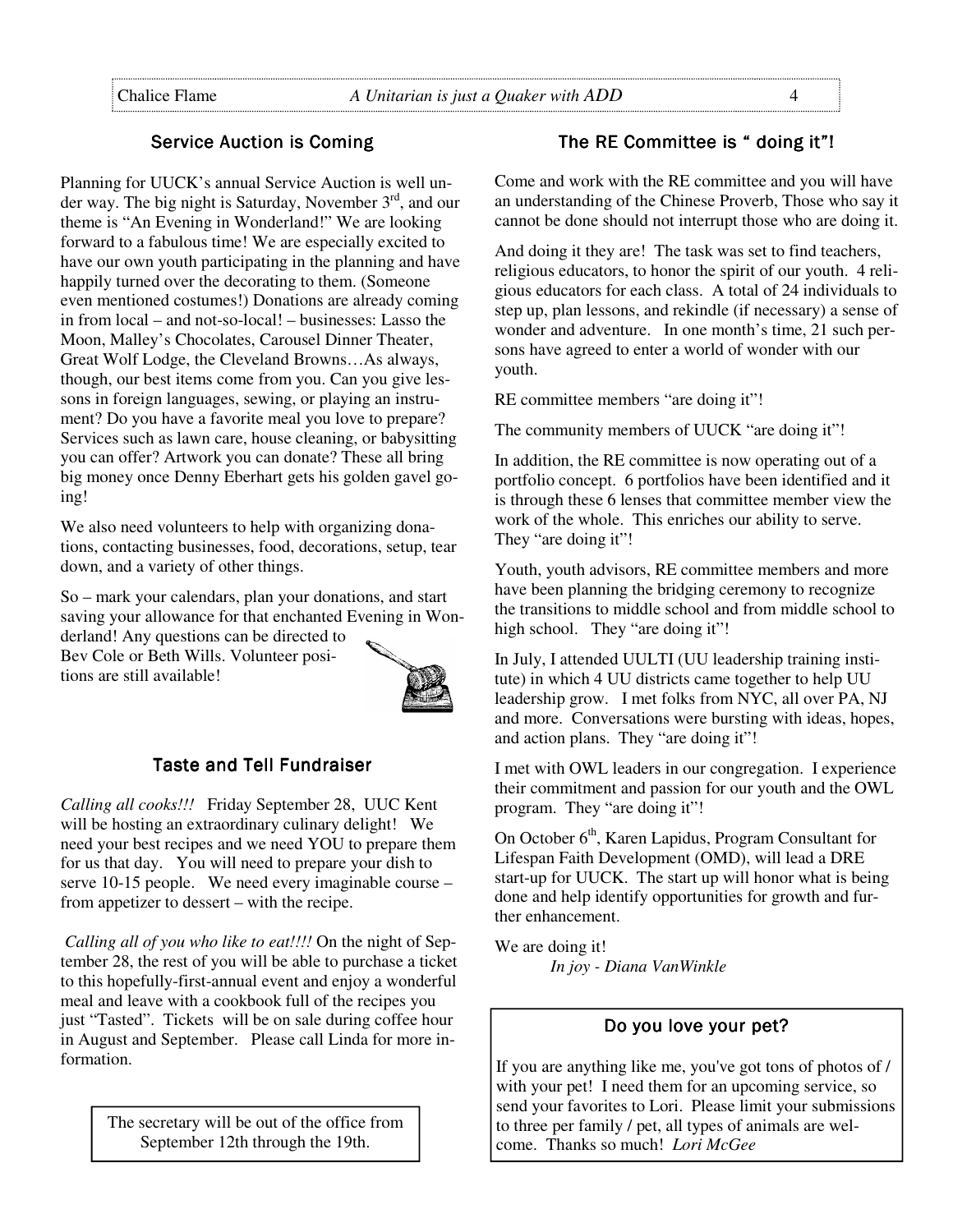## Service Auction is Coming

Planning for UUCK's annual Service Auction is well under way. The big night is Saturday, November 3rd, and our theme is "An Evening in Wonderland!" We are looking forward to a fabulous time! We are especially excited to have our own youth participating in the planning and have happily turned over the decorating to them. (Someone even mentioned costumes!) Donations are already coming in from local – and not-so-local! – businesses: Lasso the Moon, Malley's Chocolates, Carousel Dinner Theater, Great Wolf Lodge, the Cleveland Browns…As always, though, our best items come from you. Can you give lessons in foreign languages, sewing, or playing an instrument? Do you have a favorite meal you love to prepare? Services such as lawn care, house cleaning, or babysitting you can offer? Artwork you can donate? These all bring big money once Denny Eberhart gets his golden gavel going!

We also need volunteers to help with organizing donations, contacting businesses, food, decorations, setup, tear down, and a variety of other things.

So – mark your calendars, plan your donations, and start saving your allowance for that enchanted Evening in Wonderland! Any questions can be directed to Bev Cole or Beth Wills. Volunteer positions are still available!

## Taste and Tell Fundraiser

*Calling all cooks!!!* Friday September 28, UUC Kent will be hosting an extraordinary culinary delight! We need your best recipes and we need YOU to prepare them for us that day. You will need to prepare your dish to serve 10-15 people. We need every imaginable course – from appetizer to dessert – with the recipe.

*Calling all of you who like to eat!!!!* On the night of September 28, the rest of you will be able to purchase a ticket to this hopefully-first-annual event and enjoy a wonderful meal and leave with a cookbook full of the recipes you just "Tasted". Tickets will be on sale during coffee hour in August and September. Please call Linda for more information.

The secretary will be out of the office from September 12th through the 19th.

## The RE Committee is " doing it"!

Come and work with the RE committee and you will have an understanding of the Chinese Proverb, Those who say it cannot be done should not interrupt those who are doing it.

And doing it they are! The task was set to find teachers, religious educators, to honor the spirit of our youth. 4 religious educators for each class. A total of 24 individuals to step up, plan lessons, and rekindle (if necessary) a sense of wonder and adventure. In one month's time, 21 such persons have agreed to enter a world of wonder with our youth.

RE committee members "are doing it"!

The community members of UUCK "are doing it"!

In addition, the RE committee is now operating out of a portfolio concept. 6 portfolios have been identified and it is through these 6 lenses that committee member view the work of the whole. This enriches our ability to serve. They "are doing it"!

Youth, youth advisors, RE committee members and more have been planning the bridging ceremony to recognize the transitions to middle school and from middle school to high school. They "are doing it"!

In July, I attended UULTI (UU leadership training institute) in which 4 UU districts came together to help UU leadership grow. I met folks from NYC, all over PA, NJ and more. Conversations were bursting with ideas, hopes, and action plans. They "are doing it"!

I met with OWL leaders in our congregation. I experience their commitment and passion for our youth and the OWL program. They "are doing it"!

On October 6th, Karen Lapidus, Program Consultant for Lifespan Faith Development (OMD), will lead a DRE start-up for UUCK. The start up will honor what is being done and help identify opportunities for growth and further enhancement.

We are doing it!

*In joy - Diana VanWinkle*

## Do you love your pet?

If you are anything like me, you've got tons of photos of / with your pet! I need them for an upcoming service, so send your favorites to Lori. Please limit your submissions to three per family / pet, all types of animals are welcome. Thanks so much! *Lori McGee*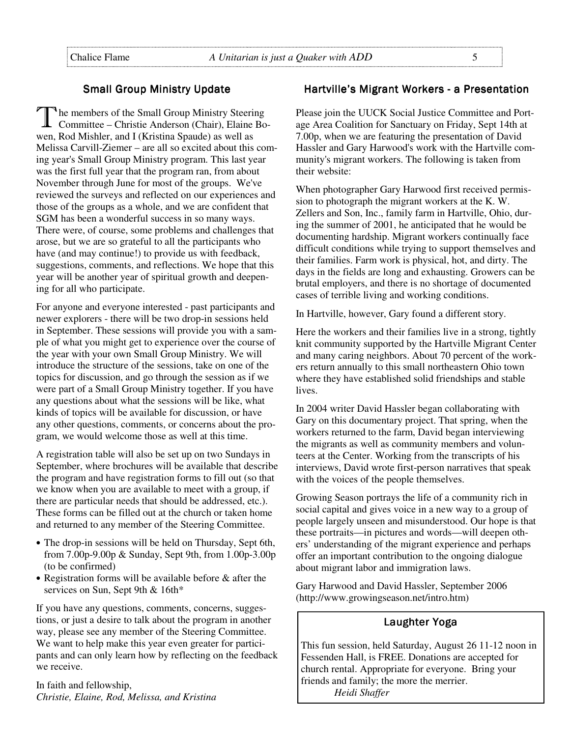## Small Group Ministry Update

The members of the Small Group Ministry Steering Committee – Christie Anderson (Chair), Elaine Bowen, Rod Mishler, and I (Kristina Spaude) as well as Melissa Carvill-Ziemer – are all so excited about this coming year's Small Group Ministry program. This last year was the first full year that the program ran, from about November through June for most of the groups. We've reviewed the surveys and reflected on our experiences and those of the groups as a whole, and we are confident that SGM has been a wonderful success in so many ways. There were, of course, some problems and challenges that arose, but we are so grateful to all the participants who have (and may continue!) to provide us with feedback, suggestions, comments, and reflections. We hope that this year will be another year of spiritual growth and deepening for all who participate.

For anyone and everyone interested - past participants and newer explorers - there will be two drop-in sessions held in September. These sessions will provide you with a sample of what you might get to experience over the course of the year with your own Small Group Ministry. We will introduce the structure of the sessions, take on one of the topics for discussion, and go through the session as if we were part of a Small Group Ministry together. If you have any questions about what the sessions will be like, what kinds of topics will be available for discussion, or have any other questions, comments, or concerns about the program, we would welcome those as well at this time.

A registration table will also be set up on two Sundays in September, where brochures will be available that describe the program and have registration forms to fill out (so that we know when you are available to meet with a group, if there are particular needs that should be addressed, etc.). These forms can be filled out at the church or taken home and returned to any member of the Steering Committee.

- The drop-in sessions will be held on Thursday, Sept 6th, from 7.00p-9.00p & Sunday, Sept 9th, from 1.00p-3.00p (to be confirmed)
- Registration forms will be available before & after the services on Sun, Sept 9th & 16th*

If you have any questions, comments, concerns, suggestions, or just a desire to talk about the program in another way, please see any member of the Steering Committee. We want to help make this year even greater for participants and can only learn how by reflecting on the feedback we receive.

In faith and fellowship,
*Christie, Elaine, Rod, Melissa, and Kristina*

## Hartville's Migrant Workers - a Presentation

Please join the UUCK Social Justice Committee and Portage Area Coalition for Sanctuary on Friday, Sept 14th at 7.00p, when we are featuring the presentation of David Hassler and Gary Harwood's work with the Hartville community's migrant workers. The following is taken from their website:

When photographer Gary Harwood first received permission to photograph the migrant workers at the K. W. Zellers and Son, Inc., family farm in Hartville, Ohio, during the summer of 2001, he anticipated that he would be documenting hardship. Migrant workers continually face difficult conditions while trying to support themselves and their families. Farm work is physical, hot, and dirty. The days in the fields are long and exhausting. Growers can be brutal employers, and there is no shortage of documented cases of terrible living and working conditions.

In Hartville, however, Gary found a different story.

Here the workers and their families live in a strong, tightly knit community supported by the Hartville Migrant Center and many caring neighbors. About 70 percent of the workers return annually to this small northeastern Ohio town where they have established solid friendships and stable lives.

In 2004 writer David Hassler began collaborating with Gary on this documentary project. That spring, when the workers returned to the farm, David began interviewing the migrants as well as community members and volunteers at the Center. Working from the transcripts of his interviews, David wrote first-person narratives that speak with the voices of the people themselves.

Growing Season portrays the life of a community rich in social capital and gives voice in a new way to a group of people largely unseen and misunderstood. Our hope is that these portraits—in pictures and words—will deepen others' understanding of the migrant experience and perhaps offer an important contribution to the ongoing dialogue about migrant labor and immigration laws.

Gary Harwood and David Hassler, September 2006 (http://www.growingseason.net/intro.htm)

## Laughter Yoga

This fun session, held Saturday, August 26 11-12 noon in Fessenden Hall, is FREE. Donations are accepted for church rental. Appropriate for everyone. Bring your friends and family; the more the merrier.

*Heidi Shaffer*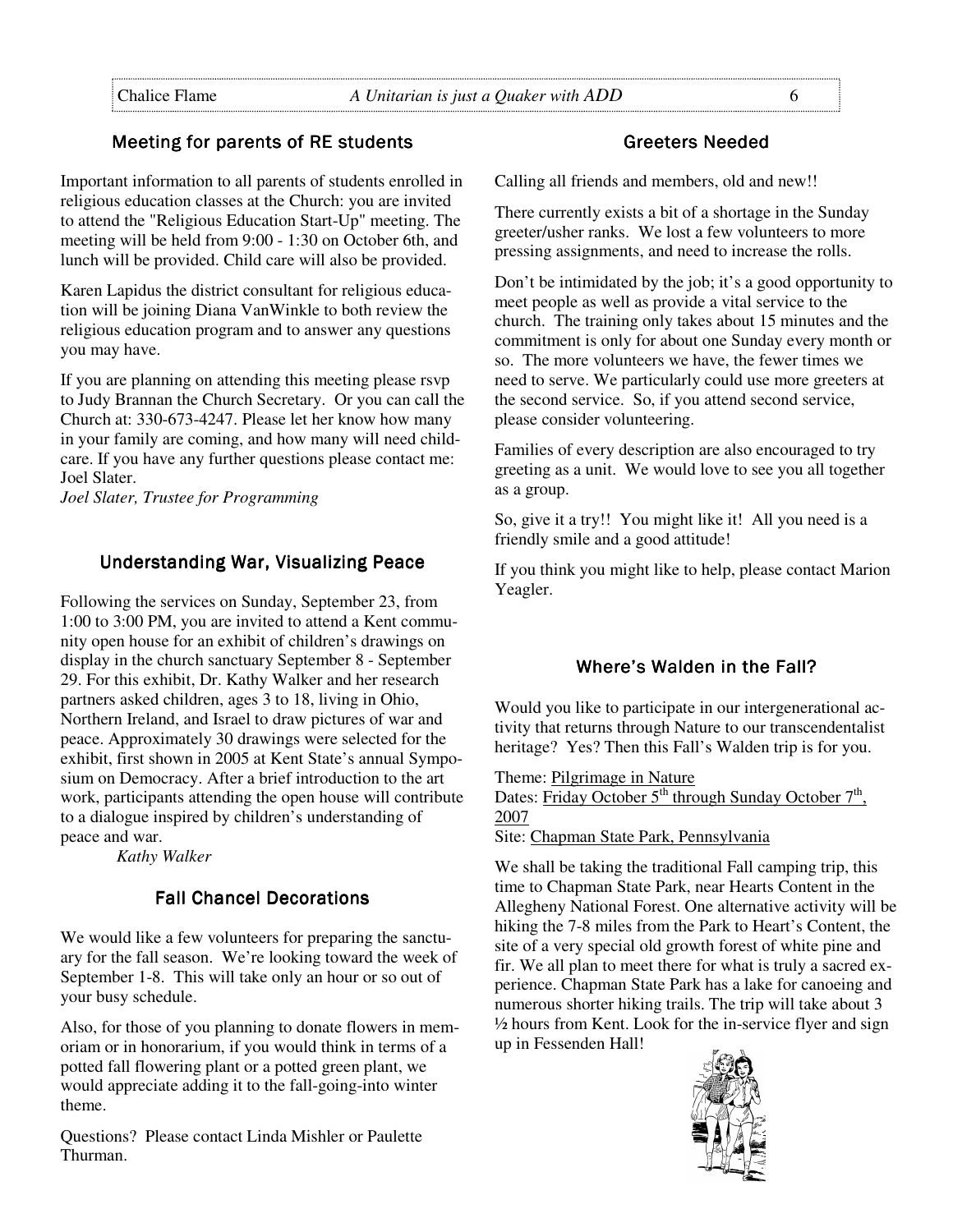## Meeting for parents of RE students

Important information to all parents of students enrolled in religious education classes at the Church: you are invited to attend the "Religious Education Start-Up" meeting. The meeting will be held from 9:00 - 1:30 on October 6th, and lunch will be provided. Child care will also be provided.

Karen Lapidus the district consultant for religious education will be joining Diana VanWinkle to both review the religious education program and to answer any questions you may have.

If you are planning on attending this meeting please rsvp to Judy Brannan the Church Secretary. Or you can call the Church at: 330-673-4247. Please let her know how many in your family are coming, and how many will need childcare. If you have any further questions please contact me: Joel Slater.

*Joel Slater, Trustee for Programming*

## Understanding War, Visualizing Peace

Following the services on Sunday, September 23, from 1:00 to 3:00 PM, you are invited to attend a Kent community open house for an exhibit of children's drawings on display in the church sanctuary September 8 - September 29. For this exhibit, Dr. Kathy Walker and her research partners asked children, ages 3 to 18, living in Ohio, Northern Ireland, and Israel to draw pictures of war and peace. Approximately 30 drawings were selected for the exhibit, first shown in 2005 at Kent State's annual Symposium on Democracy. After a brief introduction to the art work, participants attending the open house will contribute to a dialogue inspired by children's understanding of peace and war.

*Kathy Walker*

## Fall Chancel Decorations

We would like a few volunteers for preparing the sanctuary for the fall season. We're looking toward the week of September 1-8. This will take only an hour or so out of your busy schedule.

Also, for those of you planning to donate flowers in memoriam or in honorarium, if you would think in terms of a potted fall flowering plant or a potted green plant, we would appreciate adding it to the fall-going-into winter theme.

Questions? Please contact Linda Mishler or Paulette Thurman.

## Greeters Needed

Calling all friends and members, old and new!!

There currently exists a bit of a shortage in the Sunday greeter/usher ranks. We lost a few volunteers to more pressing assignments, and need to increase the rolls.

Don't be intimidated by the job; it's a good opportunity to meet people as well as provide a vital service to the church. The training only takes about 15 minutes and the commitment is only for about one Sunday every month or so. The more volunteers we have, the fewer times we need to serve. We particularly could use more greeters at the second service. So, if you attend second service, please consider volunteering.

Families of every description are also encouraged to try greeting as a unit. We would love to see you all together as a group.

So, give it a try!! You might like it! All you need is a friendly smile and a good attitude!

If you think you might like to help, please contact Marion Yeagler.

## Where's Walden in the Fall?

Would you like to participate in our intergenerational activity that returns through Nature to our transcendentalist heritage? Yes? Then this Fall's Walden trip is for you.

Theme: Pilgrimage in Nature
Dates: Friday October 5th through Sunday October 7th, 2007
Site: Chapman State Park, Pennsylvania

We shall be taking the traditional Fall camping trip, this time to Chapman State Park, near Hearts Content in the Allegheny National Forest. One alternative activity will be hiking the 7-8 miles from the Park to Heart's Content, the site of a very special old growth forest of white pine and fir. We all plan to meet there for what is truly a sacred experience. Chapman State Park has a lake for canoeing and numerous shorter hiking trails. The trip will take about 3 ½ hours from Kent. Look for the in-service flyer and sign up in Fessenden Hall!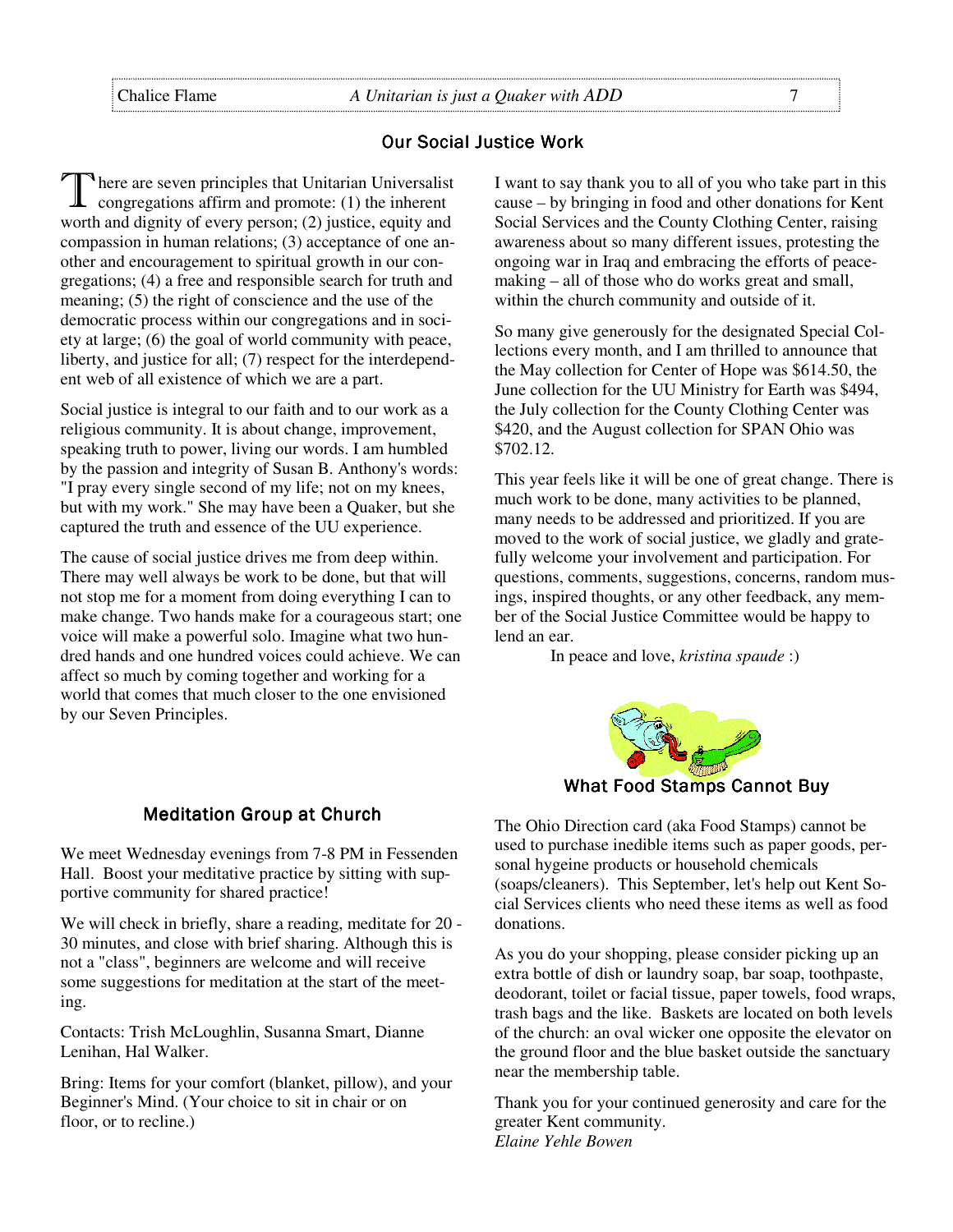## Our Social Justice Work

There are seven principles that Unitarian Universalist congregations affirm and promote: (1) the inherent worth and dignity of every person; (2) justice, equity and compassion in human relations; (3) acceptance of one another and encouragement to spiritual growth in our congregations; (4) a free and responsible search for truth and meaning; (5) the right of conscience and the use of the democratic process within our congregations and in society at large; (6) the goal of world community with peace, liberty, and justice for all; (7) respect for the interdependent web of all existence of which we are a part.

Social justice is integral to our faith and to our work as a religious community. It is about change, improvement, speaking truth to power, living our words. I am humbled by the passion and integrity of Susan B. Anthony's words: "I pray every single second of my life; not on my knees, but with my work." She may have been a Quaker, but she captured the truth and essence of the UU experience.

The cause of social justice drives me from deep within. There may well always be work to be done, but that will not stop me for a moment from doing everything I can to make change. Two hands make for a courageous start; one voice will make a powerful solo. Imagine what two hundred hands and one hundred voices could achieve. We can affect so much by coming together and working for a world that comes that much closer to the one envisioned by our Seven Principles.

I want to say thank you to all of you who take part in this cause – by bringing in food and other donations for Kent Social Services and the County Clothing Center, raising awareness about so many different issues, protesting the ongoing war in Iraq and embracing the efforts of peacemaking – all of those who do works great and small, within the church community and outside of it.

So many give generously for the designated Special Collections every month, and I am thrilled to announce that the May collection for Center of Hope was $614.50, the June collection for the UU Ministry for Earth was $494, the July collection for the County Clothing Center was $420, and the August collection for SPAN Ohio was $702.12.

This year feels like it will be one of great change. There is much work to be done, many activities to be planned, many needs to be addressed and prioritized. If you are moved to the work of social justice, we gladly and gratefully welcome your involvement and participation. For questions, comments, suggestions, concerns, random musings, inspired thoughts, or any other feedback, any member of the Social Justice Committee would be happy to lend an ear.

In peace and love, *kristina spaude* :)

## Meditation Group at Church

We meet Wednesday evenings from 7-8 PM in Fessenden Hall. Boost your meditative practice by sitting with supportive community for shared practice!

We will check in briefly, share a reading, meditate for 20 - 30 minutes, and close with brief sharing. Although this is not a "class", beginners are welcome and will receive some suggestions for meditation at the start of the meeting.

Contacts: Trish McLoughlin, Susanna Smart, Dianne Lenihan, Hal Walker.

Bring: Items for your comfort (blanket, pillow), and your Beginner's Mind. (Your choice to sit in chair or on floor, or to recline.)

## What Food Stamps Cannot Buy

The Ohio Direction card (aka Food Stamps) cannot be used to purchase inedible items such as paper goods, personal hygeine products or household chemicals (soaps/cleaners). This September, let's help out Kent Social Services clients who need these items as well as food donations.

As you do your shopping, please consider picking up an extra bottle of dish or laundry soap, bar soap, toothpaste, deodorant, toilet or facial tissue, paper towels, food wraps, trash bags and the like. Baskets are located on both levels of the church: an oval wicker one opposite the elevator on the ground floor and the blue basket outside the sanctuary near the membership table.

Thank you for your continued generosity and care for the greater Kent community.
*Elaine Yehle Bowen*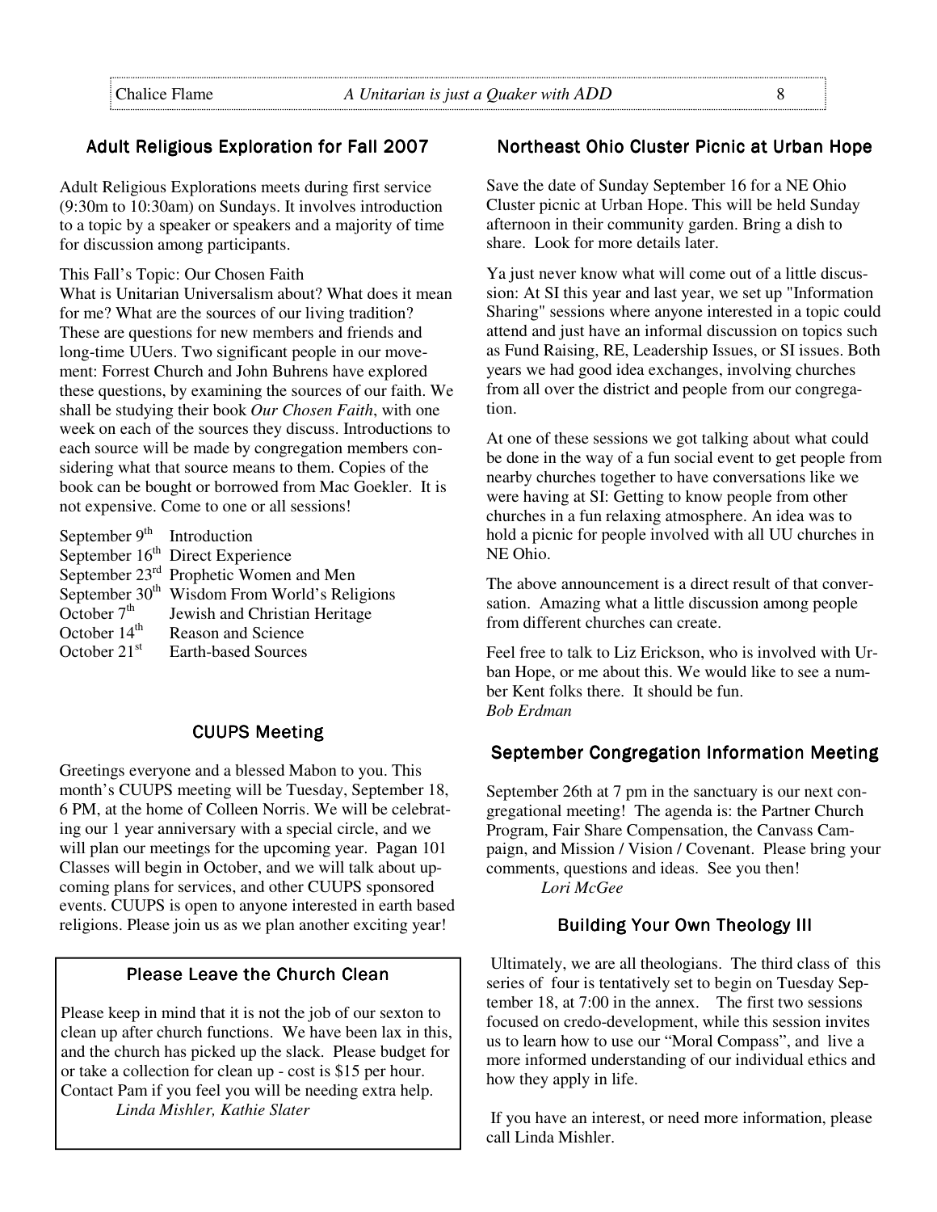## Adult Religious Exploration for Fall 2007

Adult Religious Explorations meets during first service (9:30m to 10:30am) on Sundays. It involves introduction to a topic by a speaker or speakers and a majority of time for discussion among participants.

This Fall's Topic: Our Chosen Faith
What is Unitarian Universalism about? What does it mean for me? What are the sources of our living tradition? These are questions for new members and friends and long-time UUers. Two significant people in our movement: Forrest Church and John Buhrens have explored these questions, by examining the sources of our faith. We shall be studying their book *Our Chosen Faith*, with one week on each of the sources they discuss. Introductions to each source will be made by congregation members considering what that source means to them. Copies of the book can be bought or borrowed from Mac Goekler. It is not expensive. Come to one or all sessions!

| | |
|---|---|
| September 9th | Introduction |
| September 16th | Direct Experience |
| September 23rd | Prophetic Women and Men |
| September 30th | Wisdom From World's Religions |
| October 7th | Jewish and Christian Heritage |
| October 14th | Reason and Science |
| October 21st | Earth-based Sources |

## CUUPS Meeting

Greetings everyone and a blessed Mabon to you. This month's CUUPS meeting will be Tuesday, September 18, 6 PM, at the home of Colleen Norris. We will be celebrating our 1 year anniversary with a special circle, and we will plan our meetings for the upcoming year. Pagan 101 Classes will begin in October, and we will talk about upcoming plans for services, and other CUUPS sponsored events. CUUPS is open to anyone interested in earth based religions. Please join us as we plan another exciting year!

## Please Leave the Church Clean

Please keep in mind that it is not the job of our sexton to clean up after church functions. We have been lax in this, and the church has picked up the slack. Please budget for or take a collection for clean up - cost is $15 per hour. Contact Pam if you feel you will be needing extra help.

*Linda Mishler, Kathie Slater*

## Northeast Ohio Cluster Picnic at Urban Hope

Save the date of Sunday September 16 for a NE Ohio Cluster picnic at Urban Hope. This will be held Sunday afternoon in their community garden. Bring a dish to share. Look for more details later.

Ya just never know what will come out of a little discussion: At SI this year and last year, we set up "Information Sharing" sessions where anyone interested in a topic could attend and just have an informal discussion on topics such as Fund Raising, RE, Leadership Issues, or SI issues. Both years we had good idea exchanges, involving churches from all over the district and people from our congregation.

At one of these sessions we got talking about what could be done in the way of a fun social event to get people from nearby churches together to have conversations like we were having at SI: Getting to know people from other churches in a fun relaxing atmosphere. An idea was to hold a picnic for people involved with all UU churches in NE Ohio.

The above announcement is a direct result of that conversation. Amazing what a little discussion among people from different churches can create.

Feel free to talk to Liz Erickson, who is involved with Urban Hope, or me about this. We would like to see a number Kent folks there. It should be fun.
*Bob Erdman*

## September Congregation Information Meeting

September 26th at 7 pm in the sanctuary is our next congregational meeting! The agenda is: the Partner Church Program, Fair Share Compensation, the Canvass Campaign, and Mission / Vision / Covenant. Please bring your comments, questions and ideas. See you then!

*Lori McGee*

## Building Your Own Theology III

Ultimately, we are all theologians. The third class of this series of four is tentatively set to begin on Tuesday September 18, at 7:00 in the annex. The first two sessions focused on credo-development, while this session invites us to learn how to use our "Moral Compass", and live a more informed understanding of our individual ethics and how they apply in life.

If you have an interest, or need more information, please call Linda Mishler.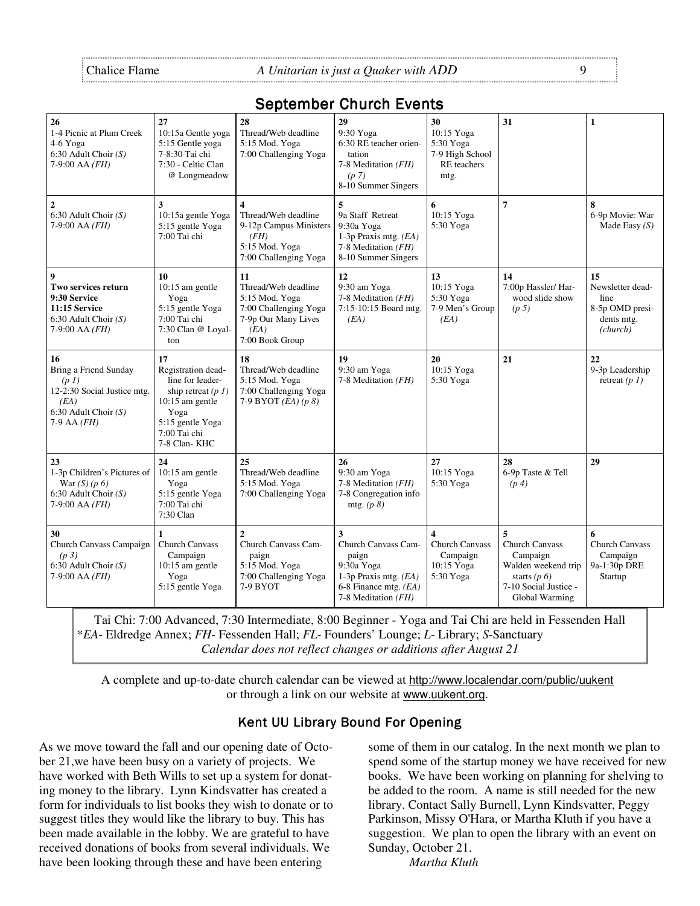## September Church Events

| | | | | | | |
|---|---|---|---|---|---|---|
| **26**<br>1-4 Picnic at Plum Creek<br>4-6 Yoga<br>6:30 Adult Choir *(S)*<br>7-9:00 AA *(FH)* | **27**<br>10:15a Gentle yoga<br>5:15 Gentle yoga<br>7-8:30 Tai chi<br>7:30 - Celtic Clan @ Longmeadow | **28**<br>Thread/Web deadline<br>5:15 Mod. Yoga<br>7:00 Challenging Yoga | **29**<br>9:30 Yoga<br>6:30 RE teacher orientation<br>7-8 Meditation *(FH)* *(p 7)*<br>8-10 Summer Singers | **30**<br>10:15 Yoga<br>5:30 Yoga<br>7-9 High School RE teachers mtg. | **31** | **1** |
| **2**<br>6:30 Adult Choir *(S)*<br>7-9:00 AA *(FH)* | **3**<br>10:15a gentle Yoga<br>5:15 gentle Yoga<br>7:00 Tai chi | **4**<br>Thread/Web deadline<br>9-12p Campus Ministers *(FH)*<br>5:15 Mod. Yoga<br>7:00 Challenging Yoga | **5**<br>9a Staff Retreat<br>9:30a Yoga<br>1-3p Praxis mtg. *(EA)*<br>7-8 Meditation *(FH)*<br>8-10 Summer Singers | **6**<br>10:15 Yoga<br>5:30 Yoga | **7** | **8**<br>6-9p Movie: War Made Easy *(S)* |
| **9**<br>**Two services return**<br>**9:30 Service**<br>**11:15 Service**<br>6:30 Adult Choir *(S)*<br>7-9:00 AA *(FH)* | **10**<br>10:15 am gentle Yoga<br>5:15 gentle Yoga<br>7:00 Tai chi<br>7:30 Clan @ Loyalton | **11**<br>Thread/Web deadline<br>5:15 Mod. Yoga<br>7:00 Challenging Yoga<br>7-9p Our Many Lives *(EA)*<br>7:00 Book Group | **12**<br>9:30 am Yoga<br>7-8 Meditation *(FH)*<br>7:15-10:15 Board mtg. *(EA)* | **13**<br>10:15 Yoga<br>5:30 Yoga<br>7-9 Men's Group *(EA)* | **14**<br>7:00p Hassler/ Harwood slide show *(p 5)* | **15**<br>Newsletter deadline<br>8-5p OMD presidents mtg. *(church)* |
| **16**<br>Bring a Friend Sunday *(p 1)*<br>12-2:30 Social Justice mtg. *(EA)*<br>6:30 Adult Choir *(S)*<br>7-9 AA *(FH)* | **17**<br>Registration deadline for leadership retreat *(p 1)*<br>10:15 am gentle Yoga<br>5:15 gentle Yoga<br>7:00 Tai chi<br>7-8 Clan- KHC | **18**<br>Thread/Web deadline<br>5:15 Mod. Yoga<br>7:00 Challenging Yoga<br>7-9 BYOT *(EA) (p 8)* | **19**<br>9:30 am Yoga<br>7-8 Meditation *(FH)* | **20**<br>10:15 Yoga<br>5:30 Yoga | **21** | **22**<br>9-3p Leadership retreat *(p 1)* |
| **23**<br>1-3p Children's Pictures of War *(S) (p 6)*<br>6:30 Adult Choir *(S)*<br>7-9:00 AA *(FH)* | **24**<br>10:15 am gentle Yoga<br>5:15 gentle Yoga<br>7:00 Tai chi<br>7:30 Clan | **25**<br>Thread/Web deadline<br>5:15 Mod. Yoga<br>7:00 Challenging Yoga | **26**<br>9:30 am Yoga<br>7-8 Meditation *(FH)*<br>7-8 Congregation info mtg. *(p 8)* | **27**<br>10:15 Yoga<br>5:30 Yoga | **28**<br>6-9p Taste & Tell *(p 4)* | **29** |
| **30**<br>Church Canvass Campaign *(p 3)*<br>6:30 Adult Choir *(S)*<br>7-9:00 AA *(FH)* | **1**<br>Church Canvass Campaign<br>10:15 am gentle Yoga<br>5:15 gentle Yoga | **2**<br>Church Canvass Campaign<br>5:15 Mod. Yoga<br>7:00 Challenging Yoga<br>7-9 BYOT | **3**<br>Church Canvass Campaign<br>9:30a Yoga<br>1-3p Praxis mtg. *(EA)*<br>6-8 Finance mtg. *(EA)*<br>7-8 Meditation *(FH)* | **4**<br>Church Canvass Campaign<br>10:15 Yoga<br>5:30 Yoga | **5**<br>Church Canvass Campaign<br>Walden weekend trip starts *(p 6)*<br>7-10 Social Justice - Global Warming | **6**<br>Church Canvass Campaign<br>9a-1:30p DRE Startup |

Tai Chi: 7:00 Advanced, 7:30 Intermediate, 8:00 Beginner - Yoga and Tai Chi are held in Fessenden Hall
*\*EA*- Eldredge Annex; *FH*- Fessenden Hall; *FL*- Founders' Lounge; *L*- Library; *S*-Sanctuary
*Calendar does not reflect changes or additions after August 21*

A complete and up-to-date church calendar can be viewed at http://www.localendar.com/public/uukent or through a link on our website at www.uukent.org.

### Kent UU Library Bound For Opening

As we move toward the fall and our opening date of October 21,we have been busy on a variety of projects. We have worked with Beth Wills to set up a system for donating money to the library. Lynn Kindsvatter has created a form for individuals to list books they wish to donate or to suggest titles they would like the library to buy. This has been made available in the lobby. We are grateful to have received donations of books from several individuals. We have been looking through these and have been entering some of them in our catalog. In the next month we plan to spend some of the startup money we have received for new books. We have been working on planning for shelving to be added to the room. A name is still needed for the new library. Contact Sally Burnell, Lynn Kindsvatter, Peggy Parkinson, Missy O'Hara, or Martha Kluth if you have a suggestion. We plan to open the library with an event on Sunday, October 21.

*Martha Kluth*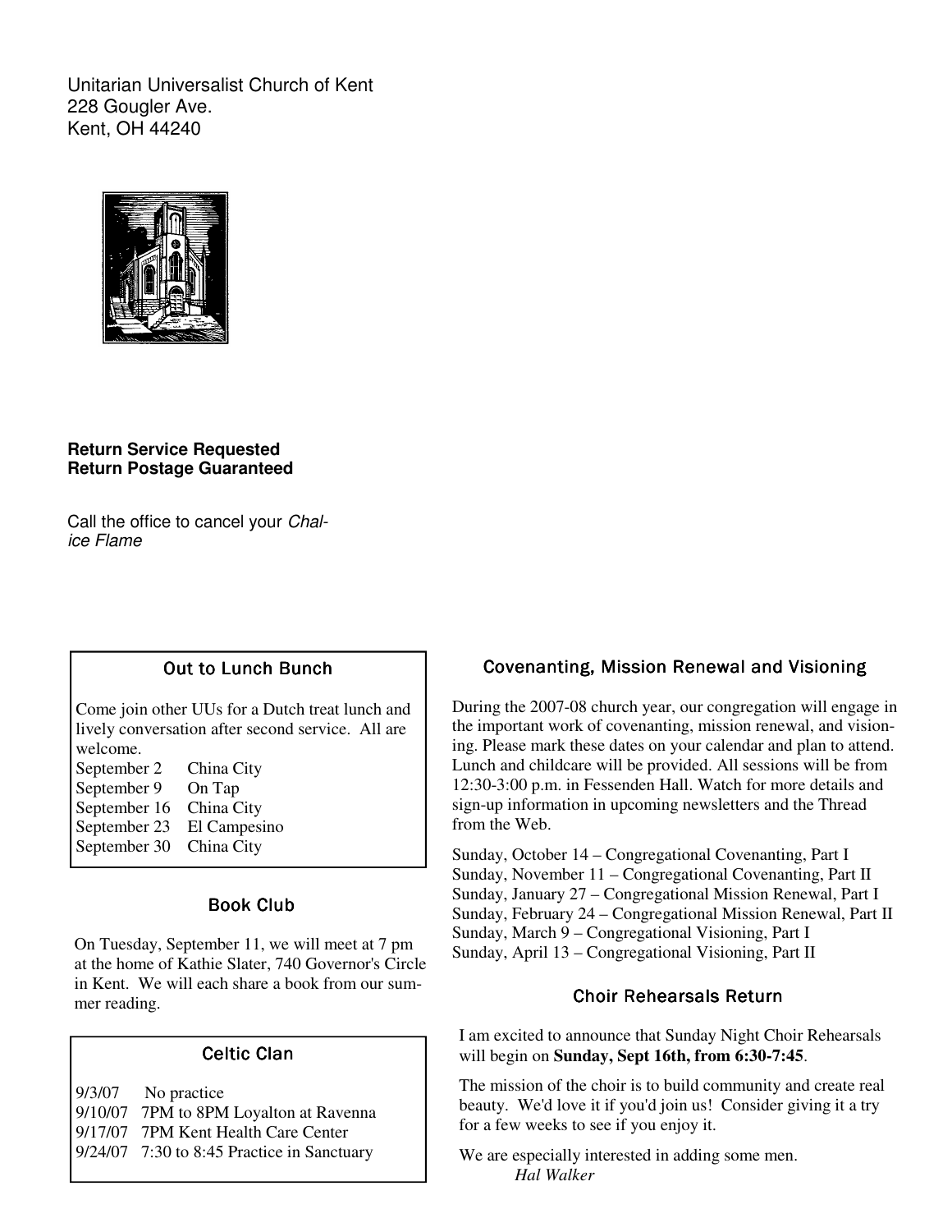Unitarian Universalist Church of Kent
228 Gougler Ave.
Kent, OH 44240

**Return Service Requested**
**Return Postage Guaranteed**

Call the office to cancel your *Chalice Flame*

### Out to Lunch Bunch

Come join other UUs for a Dutch treat lunch and lively conversation after second service. All are welcome.

| | |
|---|---|
| September 2 | China City |
| September 9 | On Tap |
| September 16 | China City |
| September 23 | El Campesino |
| September 30 | China City |

### Book Club

On Tuesday, September 11, we will meet at 7 pm at the home of Kathie Slater, 740 Governor's Circle in Kent. We will each share a book from our summer reading.

### Celtic Clan

| | |
|---|---|
| 9/3/07 | No practice |
| 9/10/07 | 7PM to 8PM Loyalton at Ravenna |
| 9/17/07 | 7PM Kent Health Care Center |
| 9/24/07 | 7:30 to 8:45 Practice in Sanctuary |

### Covenanting, Mission Renewal and Visioning

During the 2007-08 church year, our congregation will engage in the important work of covenanting, mission renewal, and visioning. Please mark these dates on your calendar and plan to attend. Lunch and childcare will be provided. All sessions will be from 12:30-3:00 p.m. in Fessenden Hall. Watch for more details and sign-up information in upcoming newsletters and the Thread from the Web.

Sunday, October 14 – Congregational Covenanting, Part I
Sunday, November 11 – Congregational Covenanting, Part II
Sunday, January 27 – Congregational Mission Renewal, Part I
Sunday, February 24 – Congregational Mission Renewal, Part II
Sunday, March 9 – Congregational Visioning, Part I
Sunday, April 13 – Congregational Visioning, Part II

### Choir Rehearsals Return

I am excited to announce that Sunday Night Choir Rehearsals will begin on **Sunday, Sept 16th, from 6:30-7:45**.

The mission of the choir is to build community and create real beauty. We'd love it if you'd join us! Consider giving it a try for a few weeks to see if you enjoy it.

We are especially interested in adding some men.

*Hal Walker*